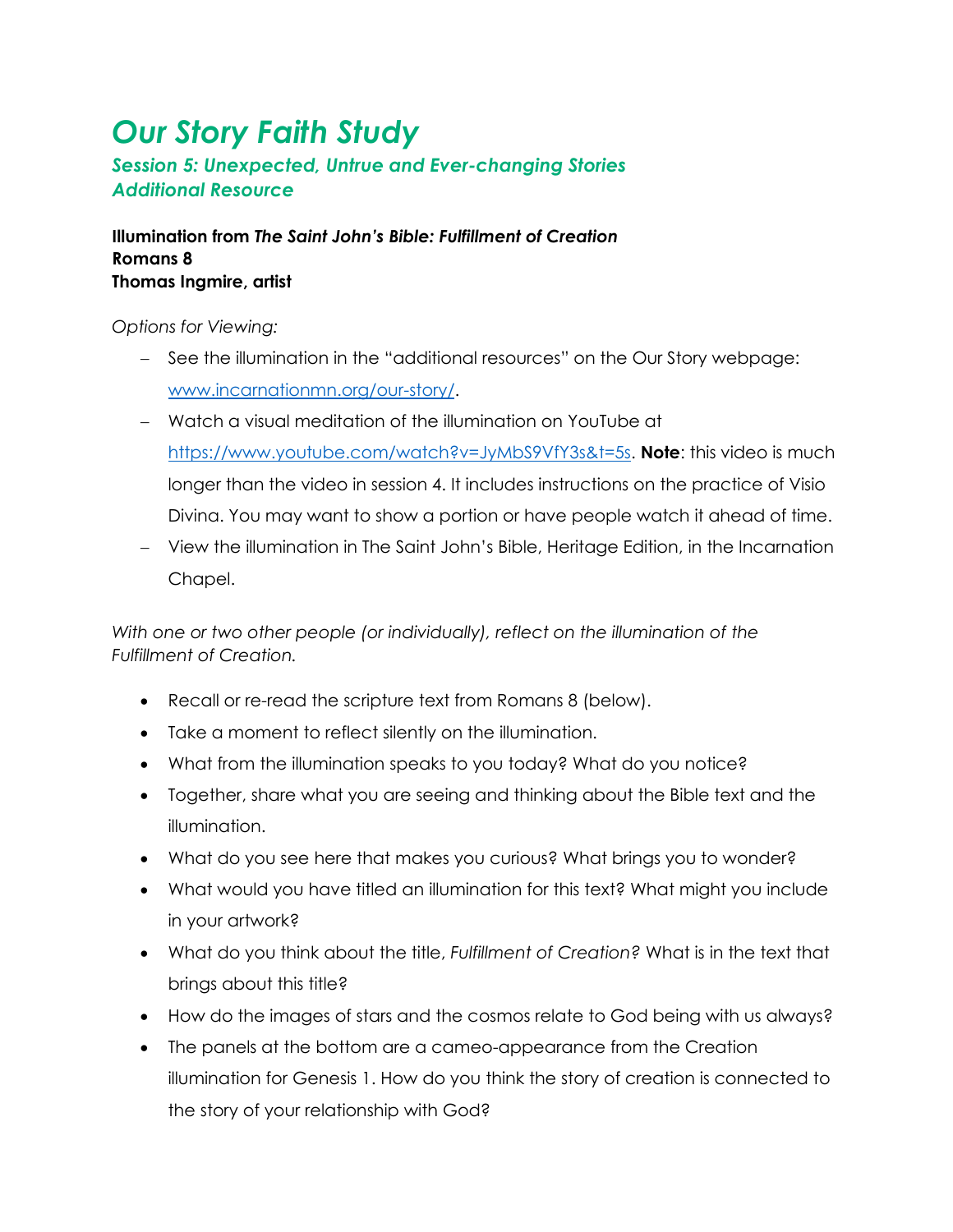# *Our Story Faith Study*

## *Session 5: Unexpected, Untrue and Ever-changing Stories*
## *Additional Resource*

**Illumination from *The Saint John's Bible: Fulfillment of Creation***
**Romans 8**
**Thomas Ingmire, artist**

*Options for Viewing:*

- See the illumination in the "additional resources" on the Our Story webpage: www.incarnationmn.org/our-story/.
- Watch a visual meditation of the illumination on YouTube at https://www.youtube.com/watch?v=JyMbS9VfY3s&t=5s. **Note**: this video is much longer than the video in session 4. It includes instructions on the practice of Visio Divina. You may want to show a portion or have people watch it ahead of time.
- View the illumination in The Saint John's Bible, Heritage Edition, in the Incarnation Chapel.

*With one or two other people (or individually), reflect on the illumination of the Fulfillment of Creation.*

- Recall or re-read the scripture text from Romans 8 (below).
- Take a moment to reflect silently on the illumination.
- What from the illumination speaks to you today? What do you notice?
- Together, share what you are seeing and thinking about the Bible text and the illumination.
- What do you see here that makes you curious? What brings you to wonder?
- What would you have titled an illumination for this text? What might you include in your artwork?
- What do you think about the title, *Fulfillment of Creation?* What is in the text that brings about this title?
- How do the images of stars and the cosmos relate to God being with us always?
- The panels at the bottom are a cameo-appearance from the Creation illumination for Genesis 1. How do you think the story of creation is connected to the story of your relationship with God?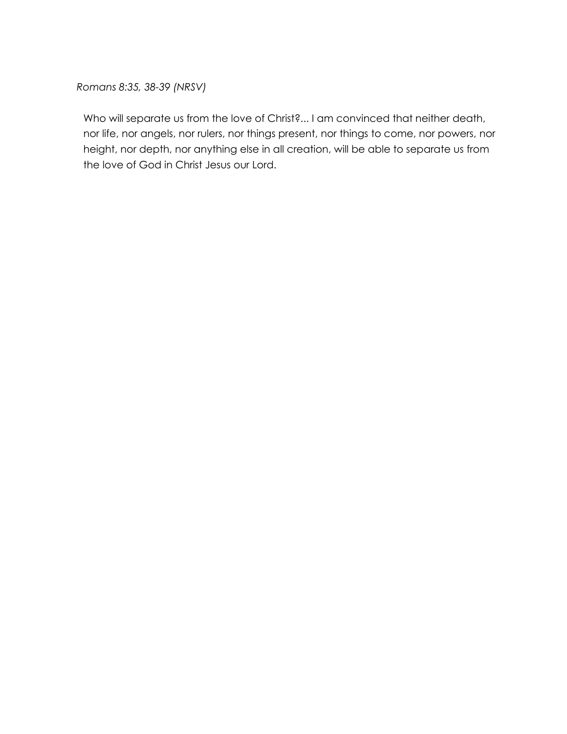*Romans 8:35, 38-39 (NRSV)*

Who will separate us from the love of Christ?... I am convinced that neither death, nor life, nor angels, nor rulers, nor things present, nor things to come, nor powers, nor height, nor depth, nor anything else in all creation, will be able to separate us from the love of God in Christ Jesus our Lord.